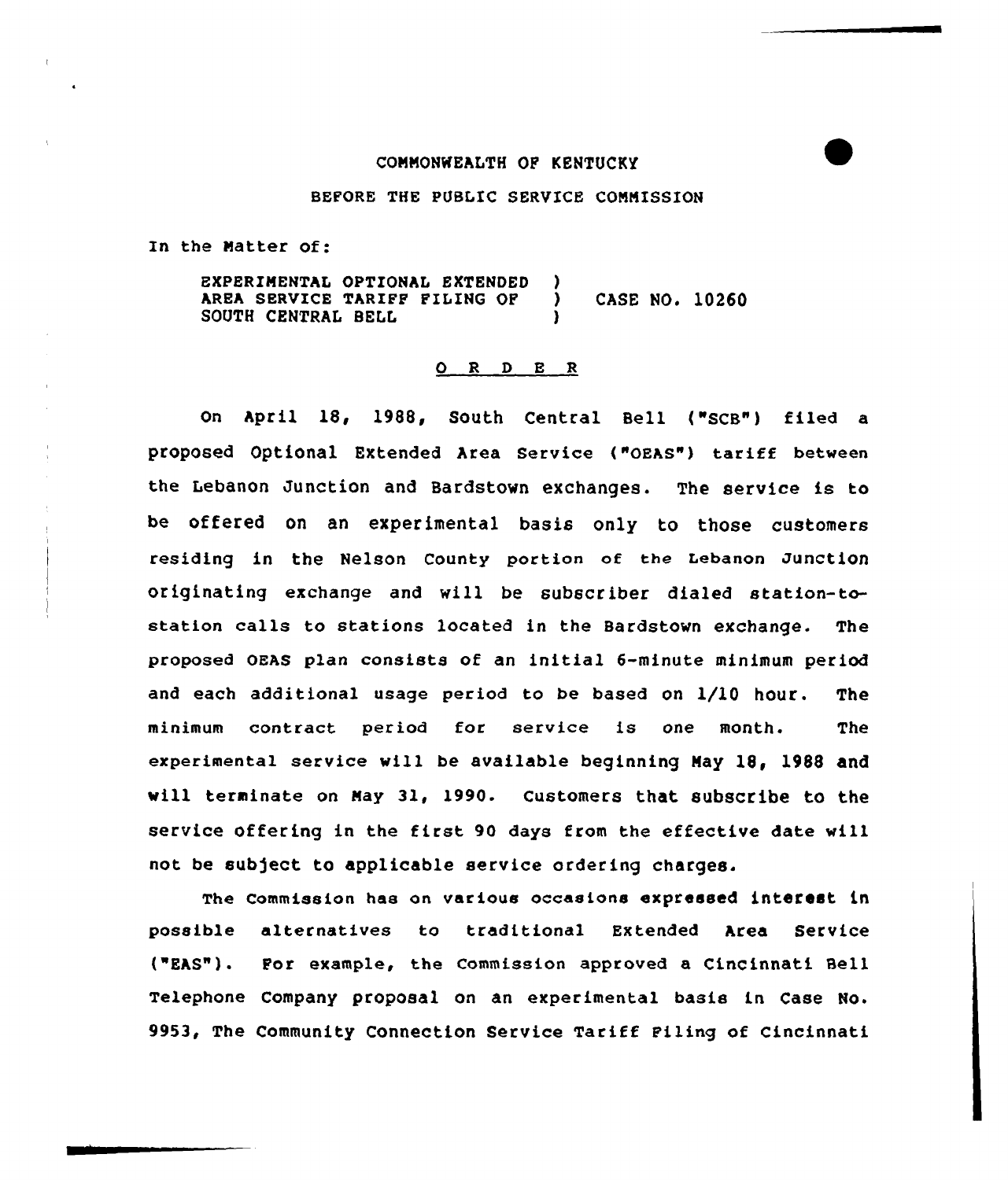COMMONWEALTH OF KENTUCKY

BEFORE THE PUBLIC SERVICE COMMISSION

In the Matter of:

EXPERIMENTAL OPTIONAL EXTENDED )
AREA SERVICE TARIFF FILING OF ) CASE NO. 10260
SOUTH CENTRAL BELL )

O R D E R

On April 18, 1988, South Central Bell ("SCB") filed a proposed Optional Extended Area Service ("OEAS") tariff between the Lebanon Junction and Bardstown exchanges. The service is to be offered on an experimental basis only to those customers residing in the Nelson County portion of the Lebanon Junction originating exchange and will be subscriber dialed station-to-station calls to stations located in the Bardstown exchange. The proposed OEAS plan consists of an initial 6-minute minimum period and each additional usage period to be based on 1/10 hour. The minimum contract period for service is one month. The experimental service will be available beginning May 18, 1988 and will terminate on May 31, 1990. Customers that subscribe to the service offering in the first 90 days from the effective date will not be subject to applicable service ordering charges.

The Commission has on various occasions expressed interest in possible alternatives to traditional Extended Area Service ("EAS"). For example, the Commission approved a Cincinnati Bell Telephone Company proposal on an experimental basis in Case No. 9953, The Community Connection Service Tariff Filing of Cincinnati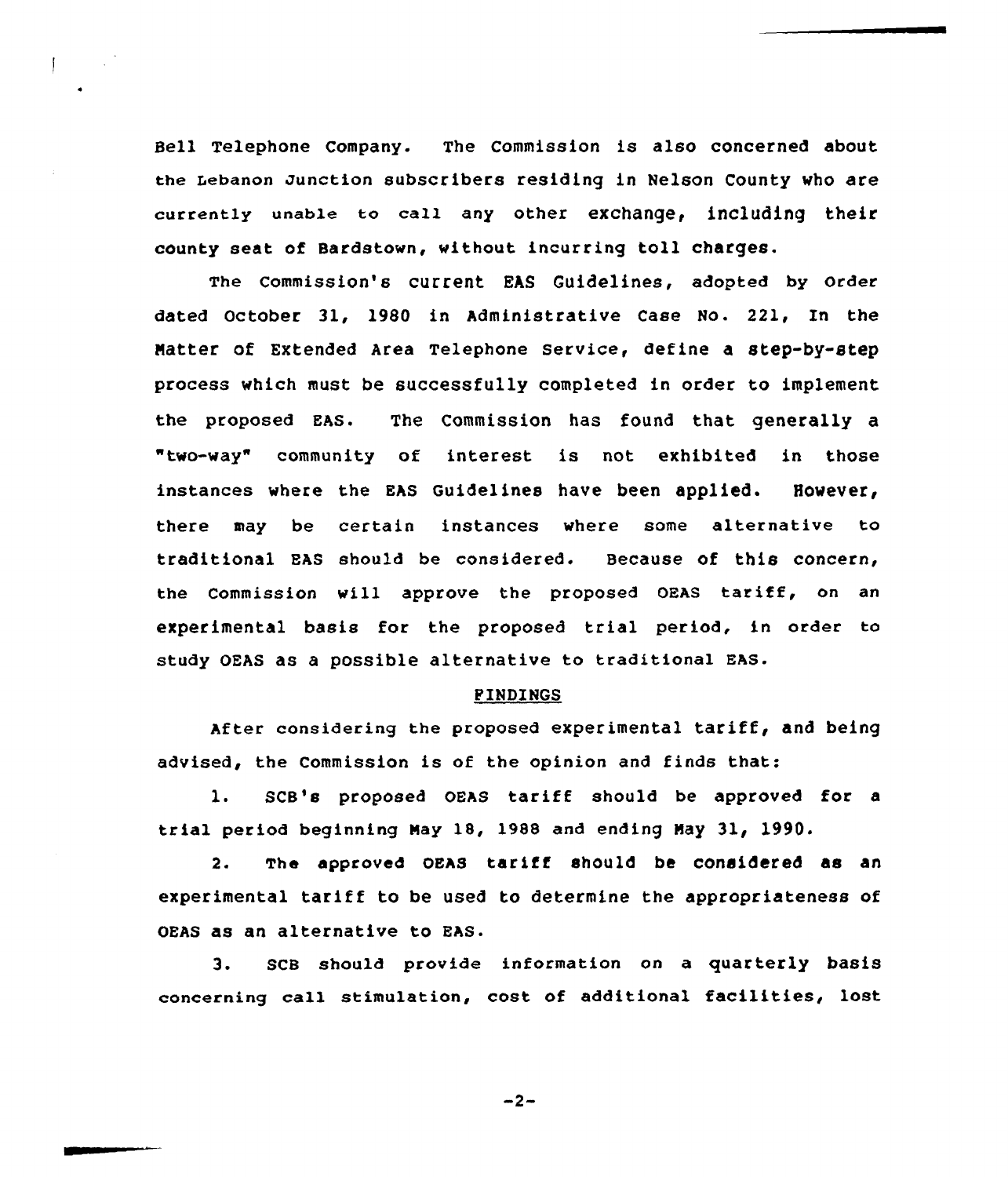Bell Telephone Company. The Commission is also concerned about the Lebanon Junction subscribers residing in Nelson County who are currently unable to call any other exchange, including their county seat of Bardstown, without incurring toll charges.

The Commission's current EAS Guidelines, adopted by Order dated October 31, 1980 in Administrative Case No. 221, In the Matter of Extended Area Telephone Service, define a step-by-step process which must be successfully completed in order to implement the proposed EAS. The Commission has found that generally a "two-way" community of interest is not exhibited in those instances where the EAS Guidelines have been applied. However, there may be certain instances where some alternative to traditional EAS should be considered. Because of this concern, the Commission will approve the proposed OEAS tariff, on an experimental basis for the proposed trial period, in order to study OEAS as a possible alternative to traditional EAS.

## FINDINGS

After considering the proposed experimental tariff, and being advised, the Commission is of the opinion and finds that:

1. SCB's proposed OEAS tariff should be approved for a trial period beginning May 18, 1988 and ending May 31, 1990.

2. The approved OEAS tariff should be considered as an experimental tariff to be used to determine the appropriateness of OEAS as an alternative to EAS.

3. SCB should provide information on a quarterly basis concerning call stimulation, cost of additional facilities, lost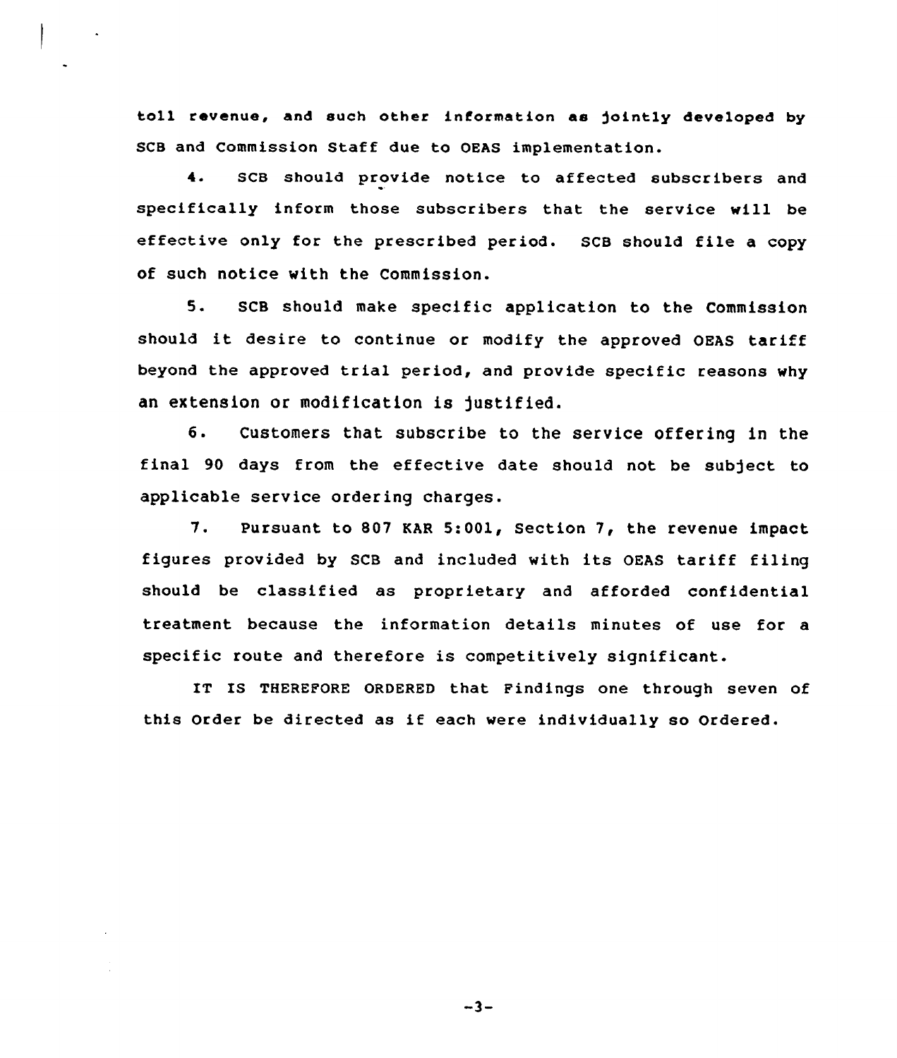toll revenue, and such other information as jointly developed by SCB and Commission Staff due to OEAS implementation.

4. SCB should provide notice to affected subscribers and specifically inform those subscribers that the service will be effective only for the prescribed period. SCB should file a copy of such notice with the Commission.

5. SCB should make specific application to the Commission should it desire to continue or modify the approved OEAS tariff beyond the approved trial period, and provide specific reasons why an extension or modification is justified.

6. Customers that subscribe to the service offering in the final 90 days from the effective date should not be subject to applicable service ordering charges.

7. Pursuant to 807 KAR 5:001, Section 7, the revenue impact figures provided by SCB and included with its OEAS tariff filing should be classified as proprietary and afforded confidential treatment because the information details minutes of use for a specific route and therefore is competitively significant.

IT IS THEREFORE ORDERED that Findings one through seven of this Order be directed as if each were individually so Ordered.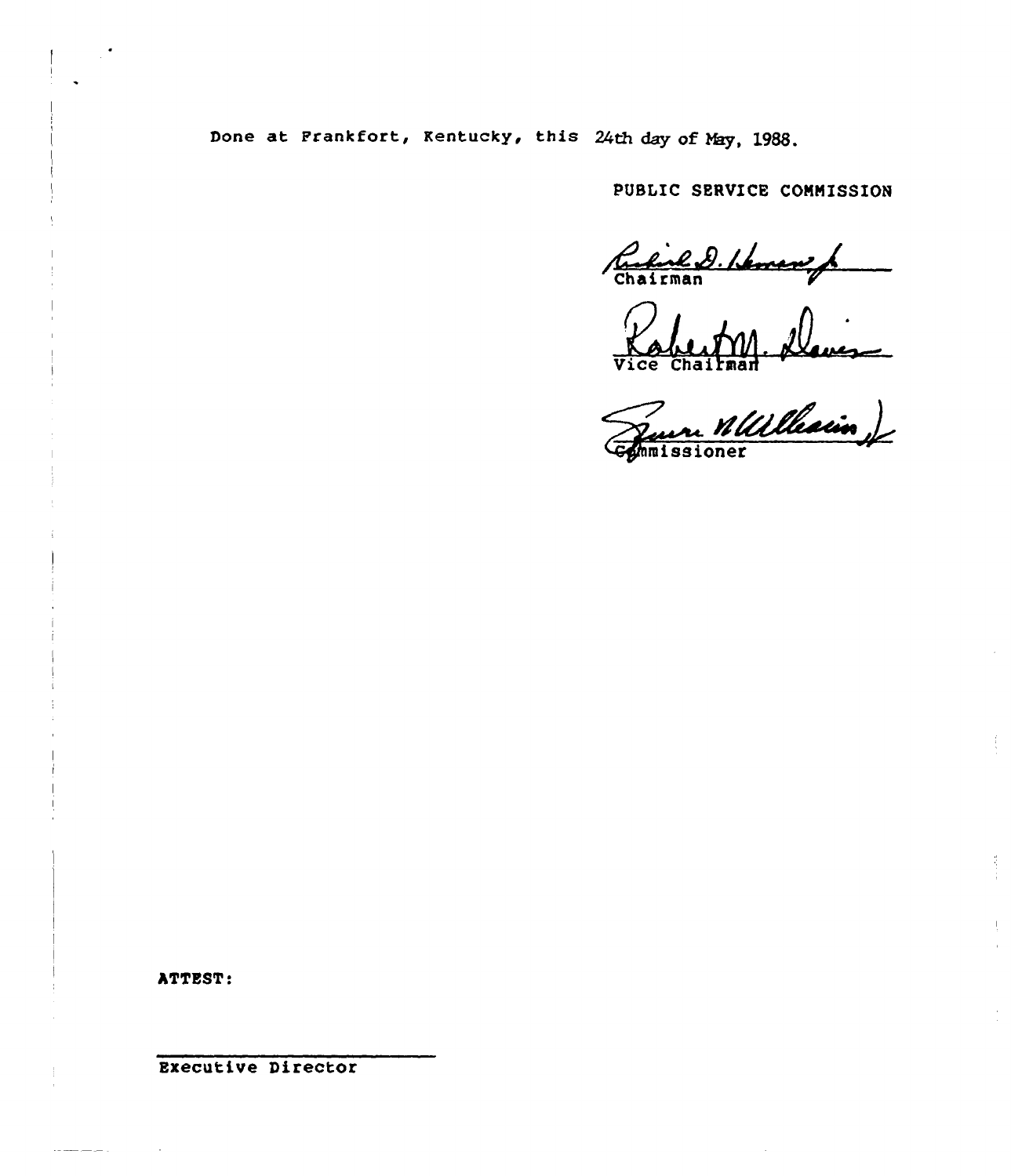Done at Frankfort, Kentucky, this 24th day of May, 1988.

PUBLIC SERVICE COMMISSION

Chairman

Vice Chairman

Commissioner

ATTEST:

Executive Director